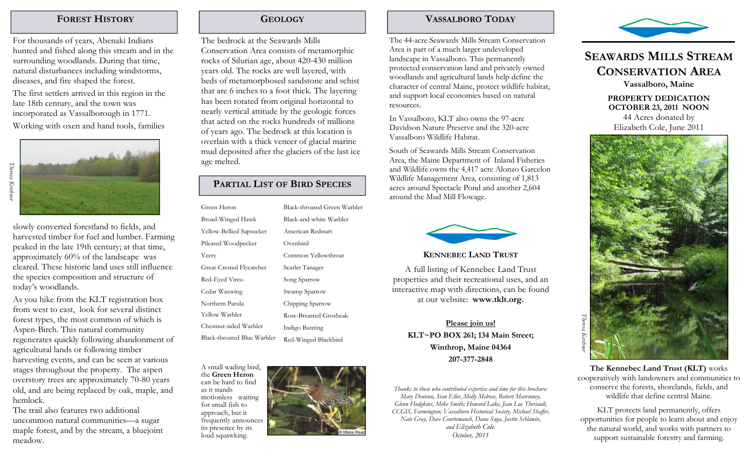## FOREST HISTORY

For thousands of years, Abenaki Indians hunted and fished along this stream and in the surrounding woodlands. During that time, natural disturbances including windstorms, diseases, and fire shaped the forest.

The first settlers arrived in this region in the late 18th century, and the town was incorporated as Vassalborough in 1771.

Working with oxen and hand tools, families slowly converted forestland to fields, and harvested timber for fuel and lumber. Farming peaked in the late 19th century; at that time, approximately 60% of the landscape was cleared. These historic land uses still influence the species composition and structure of today's woodlands.

*Theresa Kerchner*

As you hike from the KLT registration box from west to east, look for several distinct forest types, the most common of which is Aspen-Birch. This natural community regenerates quickly following abandonment of agricultural lands or following timber harvesting events, and can be seen at various stages throughout the property. The aspen overstory trees are approximately 70-80 years old, and are being replaced by oak, maple, and hemlock.

The trail also features two additional uncommon natural communities—a sugar maple forest, and by the stream, a bluejoint meadow.

## GEOLOGY

The bedrock at the Seawards Mills Conservation Area consists of metamorphic rocks of Silurian age, about 420-430 million years old. The rocks are well layered, with beds of metamorphosed sandstone and schist that are 6 inches to a foot thick. The layering has been rotated from original horizontal to nearly vertical attitude by the geologic forces that acted on the rocks hundreds of millions of years ago. The bedrock at this location is overlain with a thick veneer of glacial marine mud deposited after the glaciers of the last ice age melted.

## PARTIAL LIST OF BIRD SPECIES

| | |
|---|---|
| Green Heron | Black-throated Green Warbler |
| Broad-Winged Hawk | Black-and-white Warbler |
| Yellow-Bellied Sapsucker | American Redstart |
| Pileated Woodpecker | Ovenbird |
| Veery | Common Yellowthroat |
| Great-Crested Flycatcher | Scarlet Tanager |
| Red-Eyed Vireo | Song Sparrow |
| Cedar Waxwing | Swamp Sparrow |
| Northern Parula | Chipping Sparrow |
| Yellow Warbler | Rose-Breasted Grosbeak |
| Chestnut-sided Warbler | Indigo Bunting |
| Black-throated Blue Warbler | Red-Winged Blackbird |

A small wading bird, the **Green Heron** can be hard to find as it stands motionless waiting for small fish to approach, but it frequently announces its presence by its loud squawking.

© Marie Read

## VASSALBORO TODAY

The 44-acre Seawards Mills Stream Conservation Area is part of a much larger undeveloped landscape in Vassalboro. This permanently protected conservation land and privately owned woodlands and agricultural lands help define the character of central Maine, protect wildlife habitat, and support local economies based on natural resources.

In Vassalboro, KLT also owns the 97-acre Davidson Nature Preserve and the 320-acre Vassalboro Wildlife Habitat.

South of Seawards Mills Stream Conservation Area, the Maine Department of Inland Fisheries and Wildlife owns the 4,417 acre Alonzo Garcelon Wildlife Management Area, consisting of 1,813 acres around Spectacle Pond and another 2,604 around the Mud Mill Flowage.

### KENNEBEC LAND TRUST

A full listing of Kennebec Land Trust properties and their recreational uses, and an interactive map with directions, can be found at our website: **www.tklt.org.**

**Please join us!**

**KLT~PO BOX 261; 134 Main Street;**
**Winthrop, Maine 04364**
**207-377-2848**

*Thanks to those who contributed expertise and time for this brochure: Mary Denison, Stan Eller, Molly Melrose, Robert Marvinney, Glenn Hodgkins, Mike Smith; Howard Lake, Jean Luc Theriault, CCGIS, Farmington; Vassalboro Historical Society, Michael Shaffer, Nate Gray, Dave Courtemanch, Dana Suga, Justin Schlawin, and Elizabeth Cole.*
*October, 2011*

# SEAWARDS MILLS STREAM CONSERVATION AREA

**Vassalboro, Maine**

**PROPERTY DEDICATION**
**OCTOBER 23, 2011 NOON**

44 Acres donated by Elizabeth Cole, June 2011

*Theresa Kerchner*

**The Kennebec Land Trust (KLT)** works cooperatively with landowners and communities to conserve the forests, shorelands, fields, and wildlife that define central Maine.

KLT protects land permanently, offers opportunities for people to learn about and enjoy the natural world, and works with partners to support sustainable forestry and farming.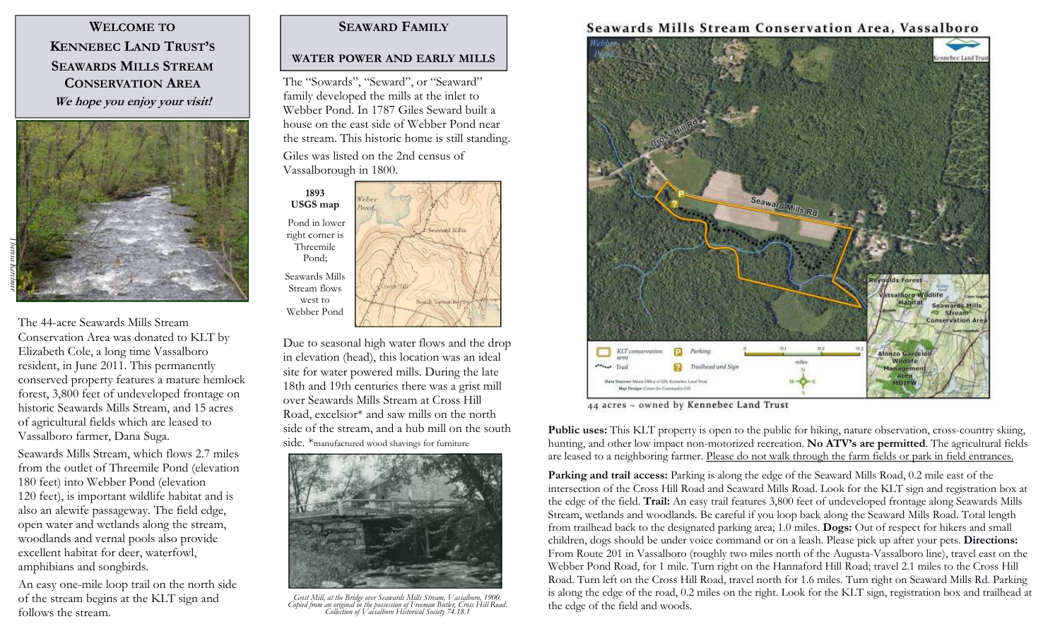# Welcome to Kennebec Land Trust's Seawards Mills Stream Conservation Area

***We hope you enjoy your visit!***

*Theresa Kerchner*

The 44-acre Seawards Mills Stream Conservation Area was donated to KLT by Elizabeth Cole, a long time Vassalboro resident, in June 2011. This permanently conserved property features a mature hemlock forest, 3,800 feet of undeveloped frontage on historic Seawards Mills Stream, and 15 acres of agricultural fields which are leased to Vassalboro farmer, Dana Suga.

Seawards Mills Stream, which flows 2.7 miles from the outlet of Threemile Pond (elevation 180 feet) into Webber Pond (elevation 120 feet), is important wildlife habitat and is also an alewife passageway. The field edge, open water and wetlands along the stream, woodlands and vernal pools also provide excellent habitat for deer, waterfowl, amphibians and songbirds.

An easy one-mile loop trail on the north side of the stream begins at the KLT sign and follows the stream.

## Seaward Family

### Water Power and Early Mills

The "Sowards", "Seward", or "Seaward" family developed the mills at the inlet to Webber Pond. In 1787 Giles Seward built a house on the east side of Webber Pond near the stream. This historic home is still standing.

Giles was listed on the 2nd census of Vassalborough in 1800.

**1893 USGS map**

Pond in lower right corner is Threemile Pond;

Seawards Mills Stream flows west to Webber Pond

Weber Pond
Seaward Mills
Cross Hill
South Vassalboro

Due to seasonal high water flows and the drop in elevation (head), this location was an ideal site for water powered mills. During the late 18th and 19th centuries there was a grist mill over Seawards Mills Stream at Cross Hill Road, excelsior* and saw mills on the north side of the stream, and a hub mill on the south side. *manufactured wood shavings for furniture

*Grist Mill, at the Bridge over Seawards Mills Stream, Vassalboro, 1900. Copied from an original in the possession of Freeman Butler, Cross Hill Road. Collection of Vassalboro Historical Society 74.18.1*

## Seawards Mills Stream Conservation Area, Vassalboro

Webber Pond
Cross Hill Rd
Seaward Mills Rd
Kennebec Land Trust
Reynolds Forest
Vassalboro Wildlife Habitat
Seawards Mills Stream Conservation Area
Alonzo Garcelon Wildlife Management Area MDIFW

KLT conservation area
Trail
Parking
Trailhead and Sign
0 0.1 0.2 0.3 miles

Data Sources: Maine Office of GIS, Kennebec Land Trust
Map Design: Center for Community GIS

44 acres ~ owned by Kennebec Land Trust

**Public uses:** This KLT property is open to the public for hiking, nature observation, cross-country skiing, hunting, and other low impact non-motorized recreation. **No ATV's are permitted**. The agricultural fields are leased to a neighboring farmer. Please do not walk through the farm fields or park in field entrances.

**Parking and trail access:** Parking is along the edge of the Seaward Mills Road, 0.2 mile east of the intersection of the Cross Hill Road and Seaward Mills Road. Look for the KLT sign and registration box at the edge of the field. **Trail:** An easy trail features 3,800 feet of undeveloped frontage along Seawards Mills Stream, wetlands and woodlands. Be careful if you loop back along the Seaward Mills Road. Total length from trailhead back to the designated parking area; 1.0 miles. **Dogs:** Out of respect for hikers and small children, dogs should be under voice command or on a leash. Please pick up after your pets. **Directions:** From Route 201 in Vassalboro (roughly two miles north of the Augusta-Vassalboro line), travel east on the Webber Pond Road, for 1 mile. Turn right on the Hannaford Hill Road; travel 2.1 miles to the Cross Hill Road. Turn left on the Cross Hill Road, travel north for 1.6 miles. Turn right on Seaward Mills Rd. Parking is along the edge of the road, 0.2 miles on the right. Look for the KLT sign, registration box and trailhead at the edge of the field and woods.